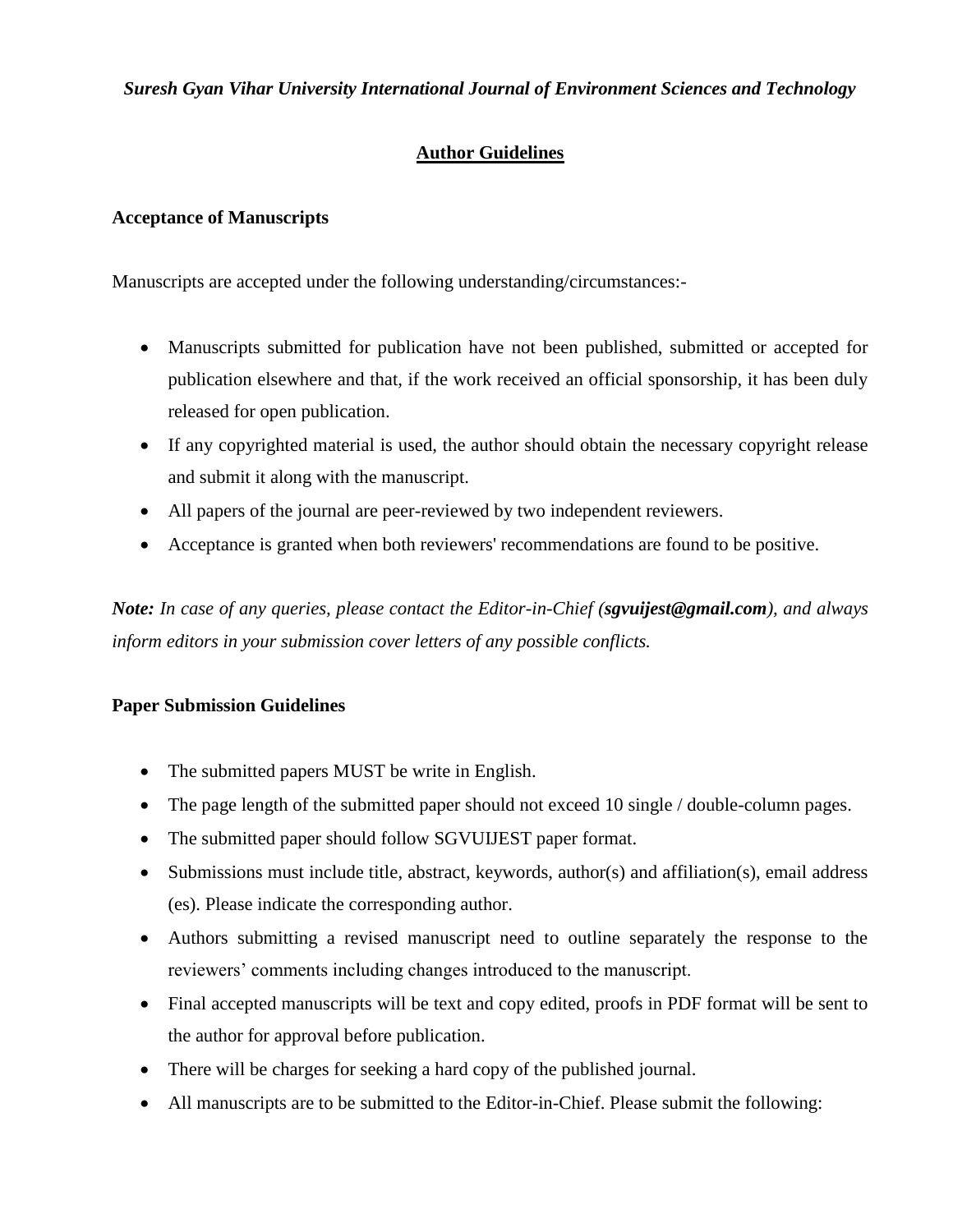*Suresh Gyan Vihar University International Journal of Environment Sciences and Technology*

# Author Guidelines

## Acceptance of Manuscripts

Manuscripts are accepted under the following understanding/circumstances:-

- Manuscripts submitted for publication have not been published, submitted or accepted for publication elsewhere and that, if the work received an official sponsorship, it has been duly released for open publication.
- If any copyrighted material is used, the author should obtain the necessary copyright release and submit it along with the manuscript.
- All papers of the journal are peer-reviewed by two independent reviewers.
- Acceptance is granted when both reviewers' recommendations are found to be positive.

***Note:*** *In case of any queries, please contact the Editor-in-Chief (**sgvuijest@gmail.com**), and always inform editors in your submission cover letters of any possible conflicts.*

## Paper Submission Guidelines

- The submitted papers MUST be write in English.
- The page length of the submitted paper should not exceed 10 single / double-column pages.
- The submitted paper should follow SGVUIJEST paper format.
- Submissions must include title, abstract, keywords, author(s) and affiliation(s), email address (es). Please indicate the corresponding author.
- Authors submitting a revised manuscript need to outline separately the response to the reviewers' comments including changes introduced to the manuscript.
- Final accepted manuscripts will be text and copy edited, proofs in PDF format will be sent to the author for approval before publication.
- There will be charges for seeking a hard copy of the published journal.
- All manuscripts are to be submitted to the Editor-in-Chief. Please submit the following: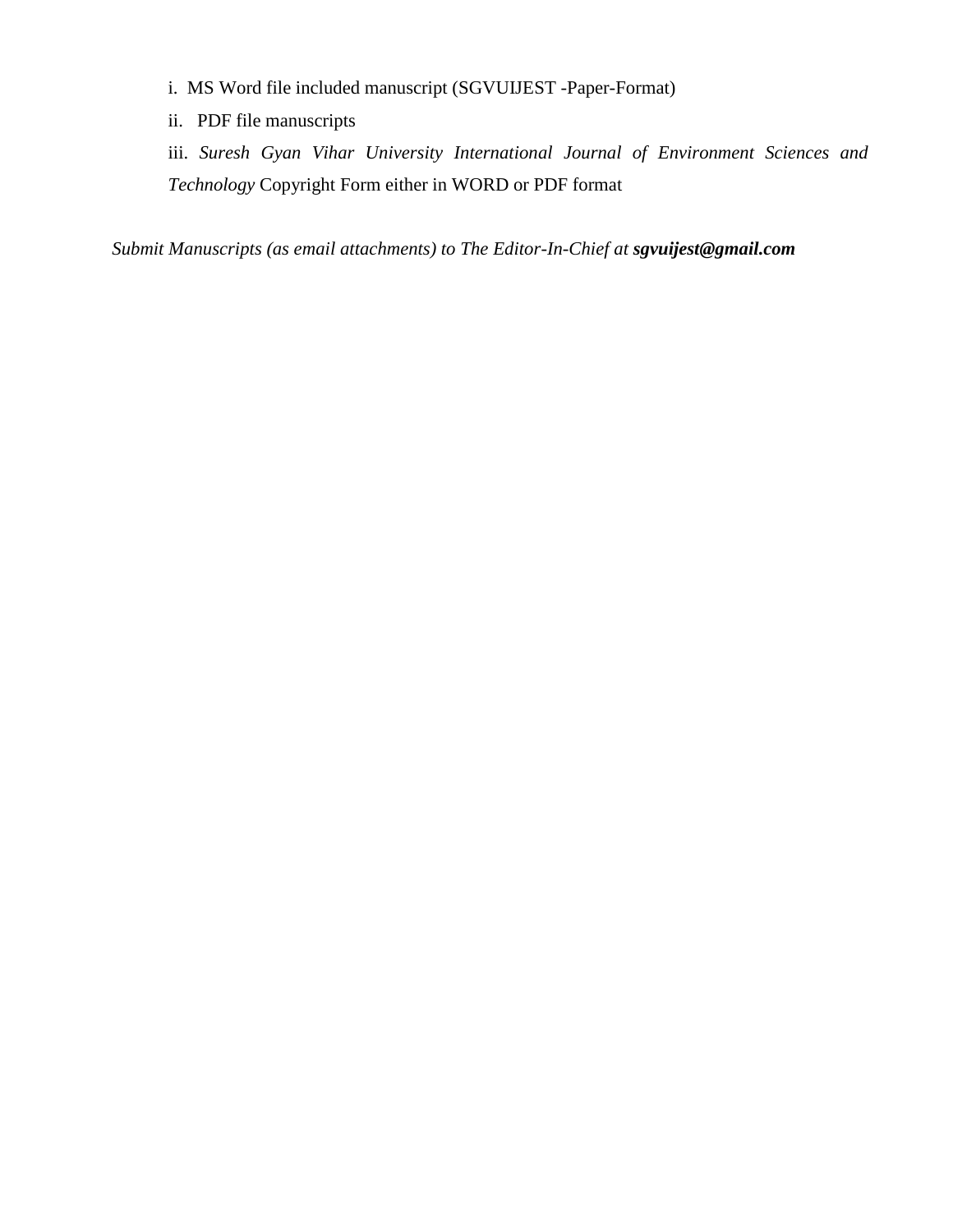i. MS Word file included manuscript (SGVUIJEST -Paper-Format)

ii. PDF file manuscripts

iii. *Suresh Gyan Vihar University International Journal of Environment Sciences and Technology* Copyright Form either in WORD or PDF format

*Submit Manuscripts (as email attachments) to The Editor-In-Chief at* ***sgvuijest@gmail.com***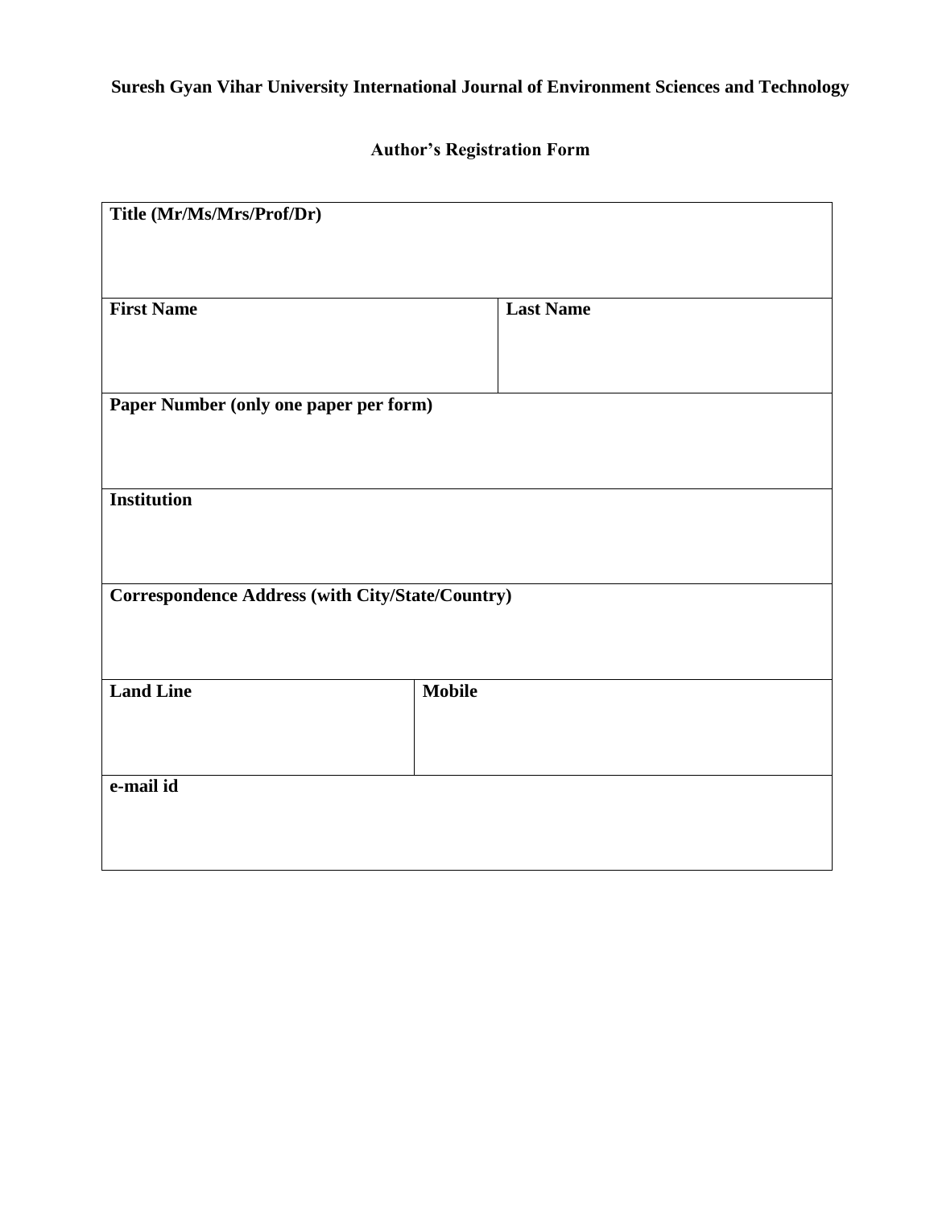**Suresh Gyan Vihar University International Journal of Environment Sciences and Technology**

**Author's Registration Form**

| **Title (Mr/Ms/Mrs/Prof/Dr)** | |
|---|---|
| **First Name** | **Last Name** |
| **Paper Number (only one paper per form)** | |
| **Institution** | |
| **Correspondence Address (with City/State/Country)** | |
| **Land Line** | **Mobile** |
| **e-mail id** | |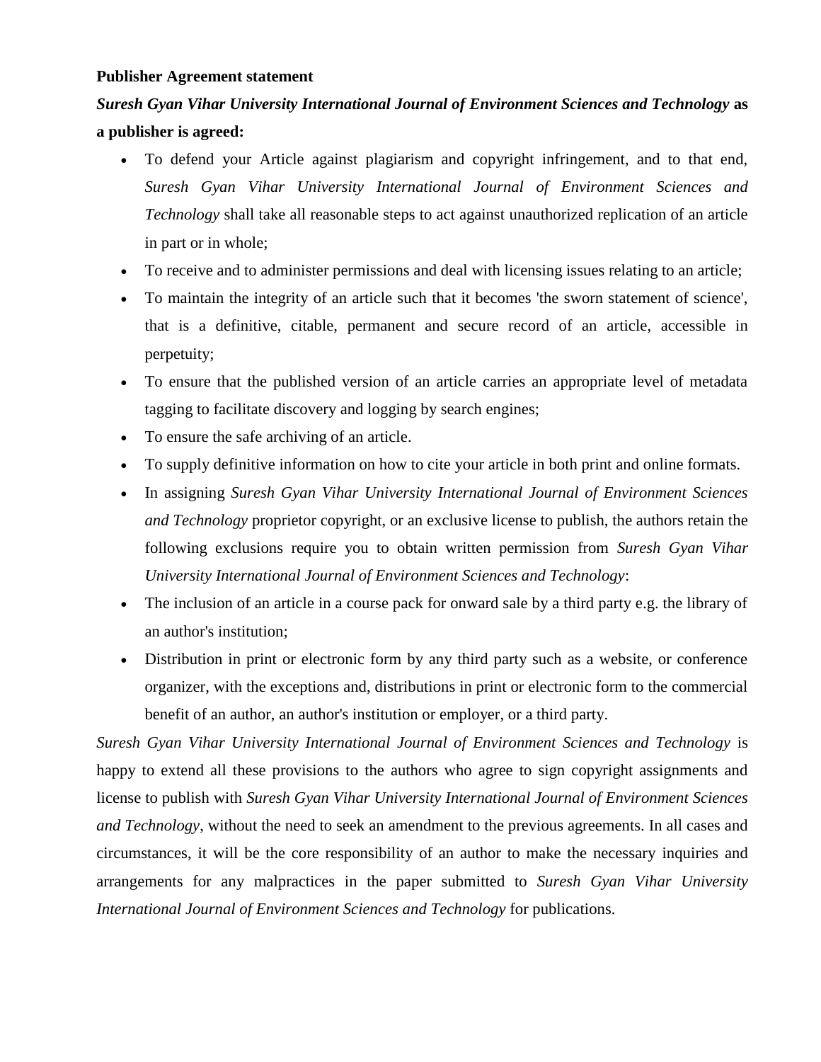**Publisher Agreement statement**

***Suresh Gyan Vihar University International Journal of Environment Sciences and Technology* as a publisher is agreed:**

- To defend your Article against plagiarism and copyright infringement, and to that end, *Suresh Gyan Vihar University International Journal of Environment Sciences and Technology* shall take all reasonable steps to act against unauthorized replication of an article in part or in whole;
- To receive and to administer permissions and deal with licensing issues relating to an article;
- To maintain the integrity of an article such that it becomes 'the sworn statement of science', that is a definitive, citable, permanent and secure record of an article, accessible in perpetuity;
- To ensure that the published version of an article carries an appropriate level of metadata tagging to facilitate discovery and logging by search engines;
- To ensure the safe archiving of an article.
- To supply definitive information on how to cite your article in both print and online formats.
- In assigning *Suresh Gyan Vihar University International Journal of Environment Sciences and Technology* proprietor copyright, or an exclusive license to publish, the authors retain the following exclusions require you to obtain written permission from *Suresh Gyan Vihar University International Journal of Environment Sciences and Technology*:
- The inclusion of an article in a course pack for onward sale by a third party e.g. the library of an author's institution;
- Distribution in print or electronic form by any third party such as a website, or conference organizer, with the exceptions and, distributions in print or electronic form to the commercial benefit of an author, an author's institution or employer, or a third party.

*Suresh Gyan Vihar University International Journal of Environment Sciences and Technology* is happy to extend all these provisions to the authors who agree to sign copyright assignments and license to publish with *Suresh Gyan Vihar University International Journal of Environment Sciences and Technology*, without the need to seek an amendment to the previous agreements. In all cases and circumstances, it will be the core responsibility of an author to make the necessary inquiries and arrangements for any malpractices in the paper submitted to *Suresh Gyan Vihar University International Journal of Environment Sciences and Technology* for publications.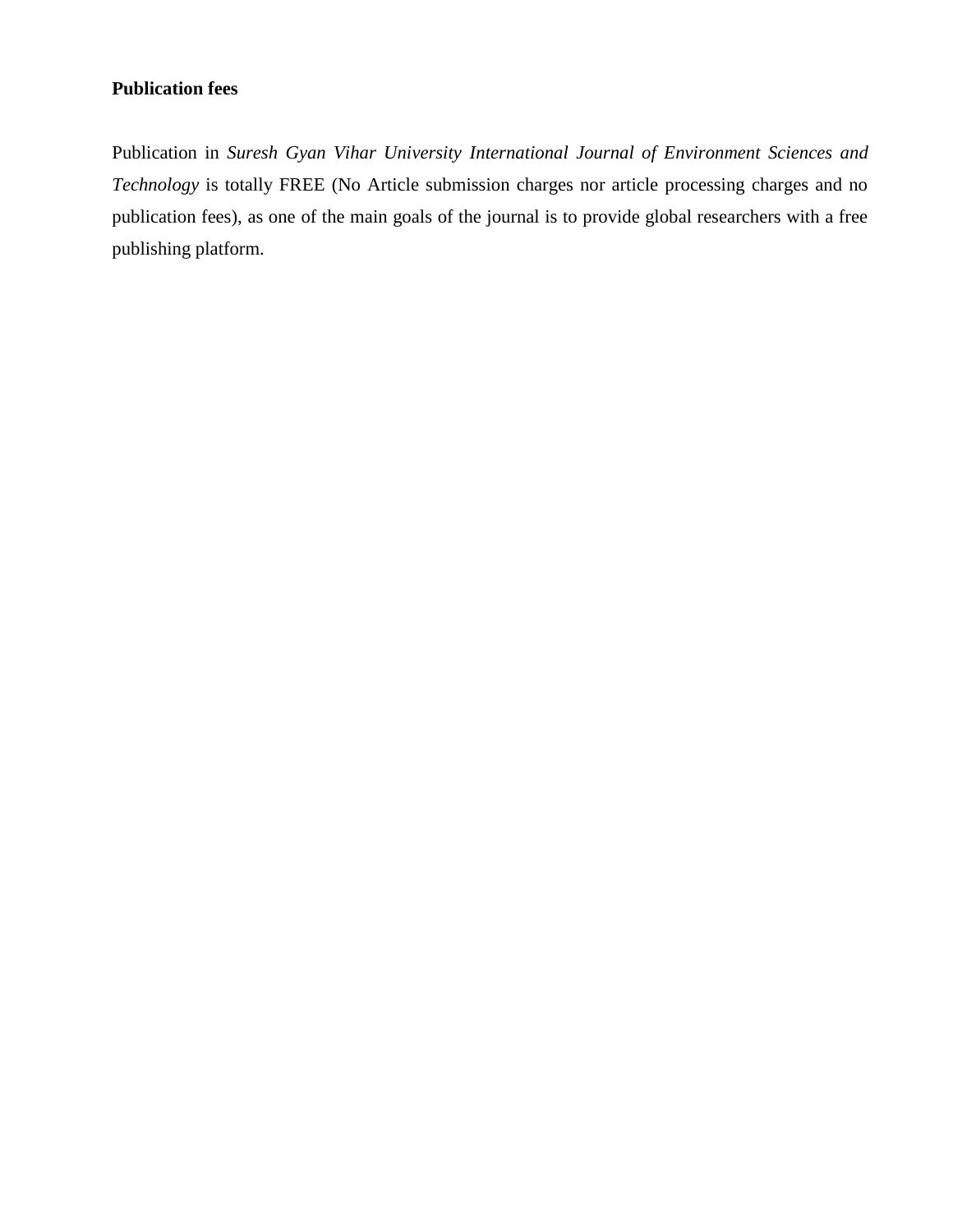**Publication fees**

Publication in *Suresh Gyan Vihar University International Journal of Environment Sciences and Technology* is totally FREE (No Article submission charges nor article processing charges and no publication fees), as one of the main goals of the journal is to provide global researchers with a free publishing platform.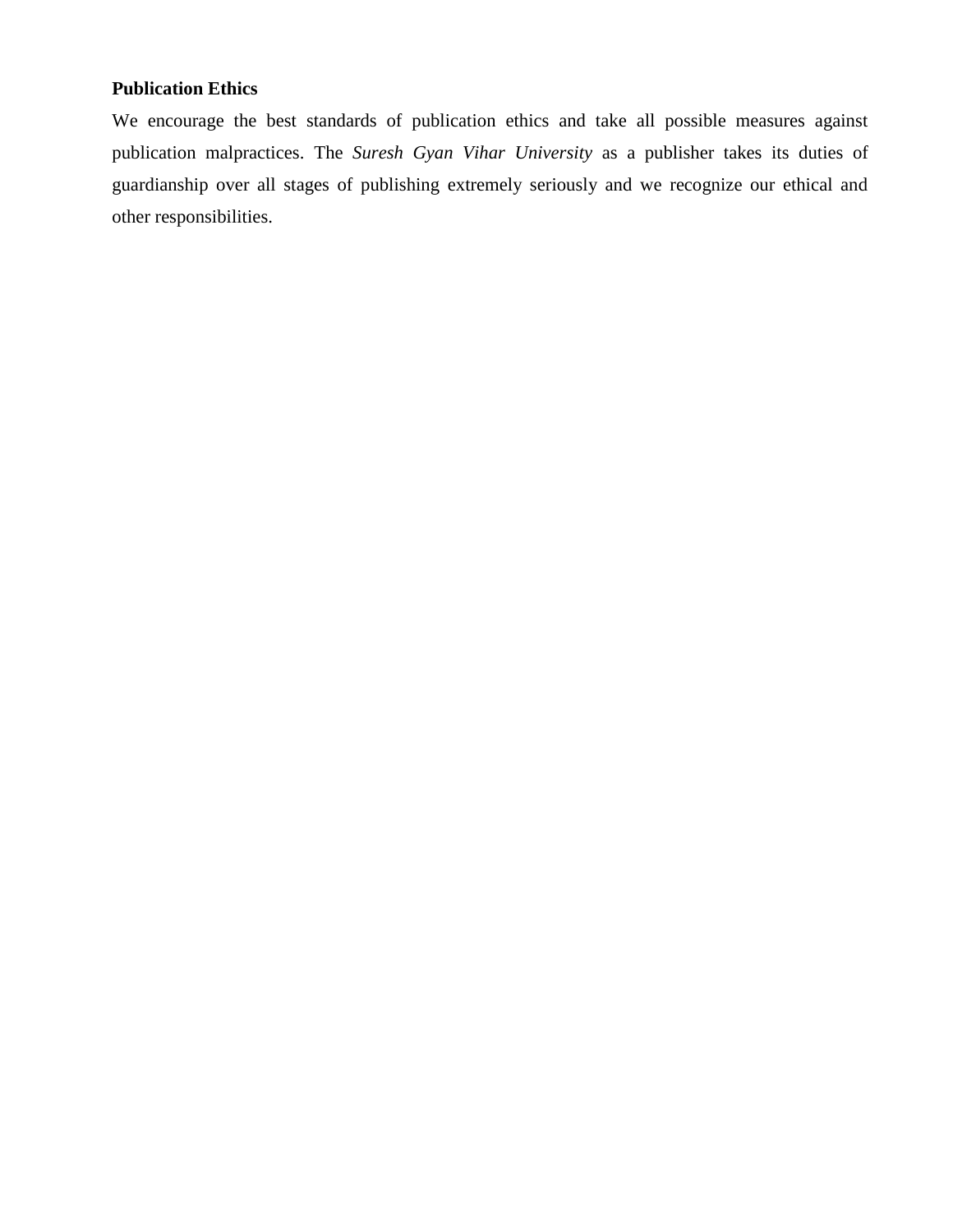**Publication Ethics**

We encourage the best standards of publication ethics and take all possible measures against publication malpractices. The *Suresh Gyan Vihar University* as a publisher takes its duties of guardianship over all stages of publishing extremely seriously and we recognize our ethical and other responsibilities.